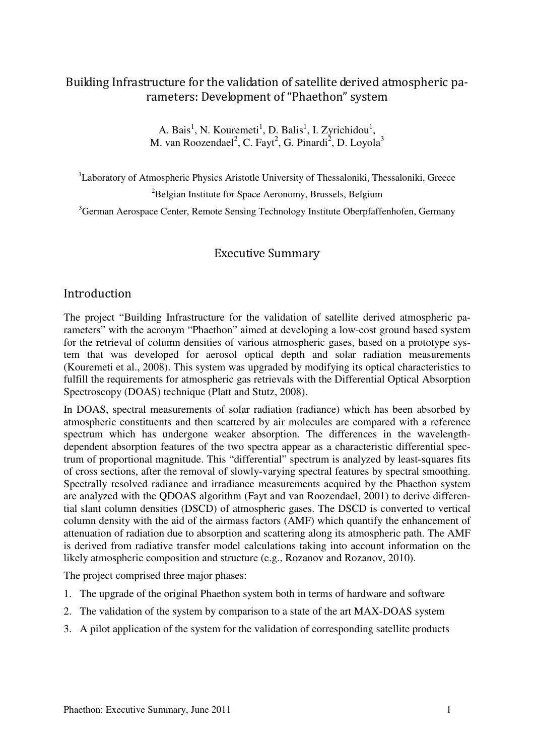# Building Infrastructure for the validation of satellite derived atmospheric parameters: Development of "Phaethon" system

A. Bais[1], N. Kouremeti[1], D. Balis[1], I. Zyrichidou[1], M. van Roozendael[2], C. Fayt[2], G. Pinardi[2], D. Loyola[3]

[1]Laboratory of Atmospheric Physics Aristotle University of Thessaloniki, Thessaloniki, Greece

[2]Belgian Institute for Space Aeronomy, Brussels, Belgium

[3]German Aerospace Center, Remote Sensing Technology Institute Oberpfaffenhofen, Germany

## Executive Summary

## Introduction

The project "Building Infrastructure for the validation of satellite derived atmospheric parameters" with the acronym "Phaethon" aimed at developing a low-cost ground based system for the retrieval of column densities of various atmospheric gases, based on a prototype system that was developed for aerosol optical depth and solar radiation measurements (Kouremeti et al., 2008). This system was upgraded by modifying its optical characteristics to fulfill the requirements for atmospheric gas retrievals with the Differential Optical Absorption Spectroscopy (DOAS) technique (Platt and Stutz, 2008).

In DOAS, spectral measurements of solar radiation (radiance) which has been absorbed by atmospheric constituents and then scattered by air molecules are compared with a reference spectrum which has undergone weaker absorption. The differences in the wavelength-dependent absorption features of the two spectra appear as a characteristic differential spectrum of proportional magnitude. This "differential" spectrum is analyzed by least-squares fits of cross sections, after the removal of slowly-varying spectral features by spectral smoothing. Spectrally resolved radiance and irradiance measurements acquired by the Phaethon system are analyzed with the QDOAS algorithm (Fayt and van Roozendael, 2001) to derive differential slant column densities (DSCD) of atmospheric gases. The DSCD is converted to vertical column density with the aid of the airmass factors (AMF) which quantify the enhancement of attenuation of radiation due to absorption and scattering along its atmospheric path. The AMF is derived from radiative transfer model calculations taking into account information on the likely atmospheric composition and structure (e.g., Rozanov and Rozanov, 2010).

The project comprised three major phases:

1. The upgrade of the original Phaethon system both in terms of hardware and software
2. The validation of the system by comparison to a state of the art MAX-DOAS system
3. A pilot application of the system for the validation of corresponding satellite products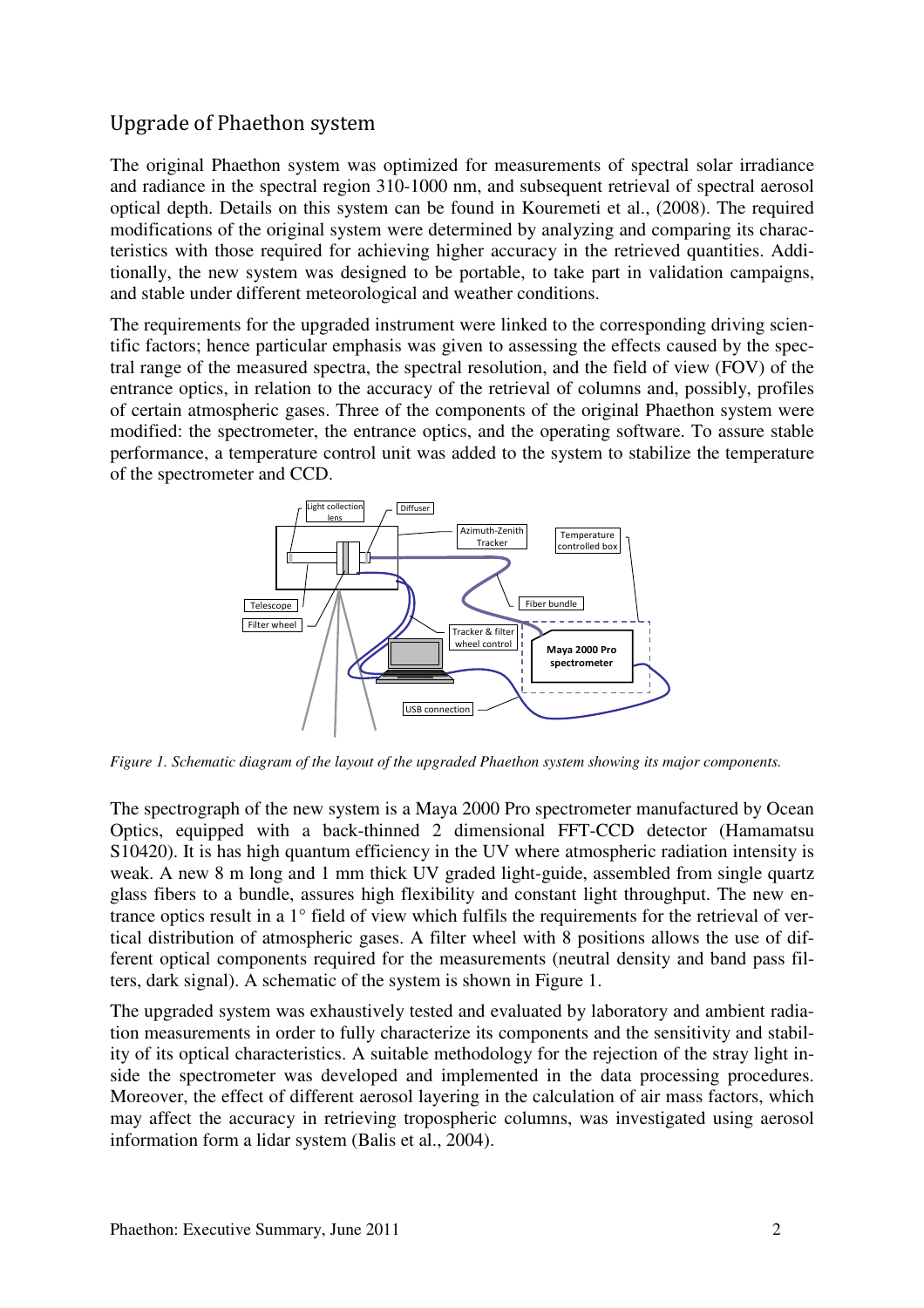## Upgrade of Phaethon system

The original Phaethon system was optimized for measurements of spectral solar irradiance and radiance in the spectral region 310-1000 nm, and subsequent retrieval of spectral aerosol optical depth. Details on this system can be found in Kouremeti et al., (2008). The required modifications of the original system were determined by analyzing and comparing its characteristics with those required for achieving higher accuracy in the retrieved quantities. Additionally, the new system was designed to be portable, to take part in validation campaigns, and stable under different meteorological and weather conditions.

The requirements for the upgraded instrument were linked to the corresponding driving scientific factors; hence particular emphasis was given to assessing the effects caused by the spectral range of the measured spectra, the spectral resolution, and the field of view (FOV) of the entrance optics, in relation to the accuracy of the retrieval of columns and, possibly, profiles of certain atmospheric gases. Three of the components of the original Phaethon system were modified: the spectrometer, the entrance optics, and the operating software. To assure stable performance, a temperature control unit was added to the system to stabilize the temperature of the spectrometer and CCD.

*Figure 1. Schematic diagram of the layout of the upgraded Phaethon system showing its major components.*

The spectrograph of the new system is a Maya 2000 Pro spectrometer manufactured by Ocean Optics, equipped with a back-thinned 2 dimensional FFT-CCD detector (Hamamatsu S10420). It is has high quantum efficiency in the UV where atmospheric radiation intensity is weak. A new 8 m long and 1 mm thick UV graded light-guide, assembled from single quartz glass fibers to a bundle, assures high flexibility and constant light throughput. The new entrance optics result in a 1° field of view which fulfils the requirements for the retrieval of vertical distribution of atmospheric gases. A filter wheel with 8 positions allows the use of different optical components required for the measurements (neutral density and band pass filters, dark signal). A schematic of the system is shown in Figure 1.

The upgraded system was exhaustively tested and evaluated by laboratory and ambient radiation measurements in order to fully characterize its components and the sensitivity and stability of its optical characteristics. A suitable methodology for the rejection of the stray light inside the spectrometer was developed and implemented in the data processing procedures. Moreover, the effect of different aerosol layering in the calculation of air mass factors, which may affect the accuracy in retrieving tropospheric columns, was investigated using aerosol information form a lidar system (Balis et al., 2004).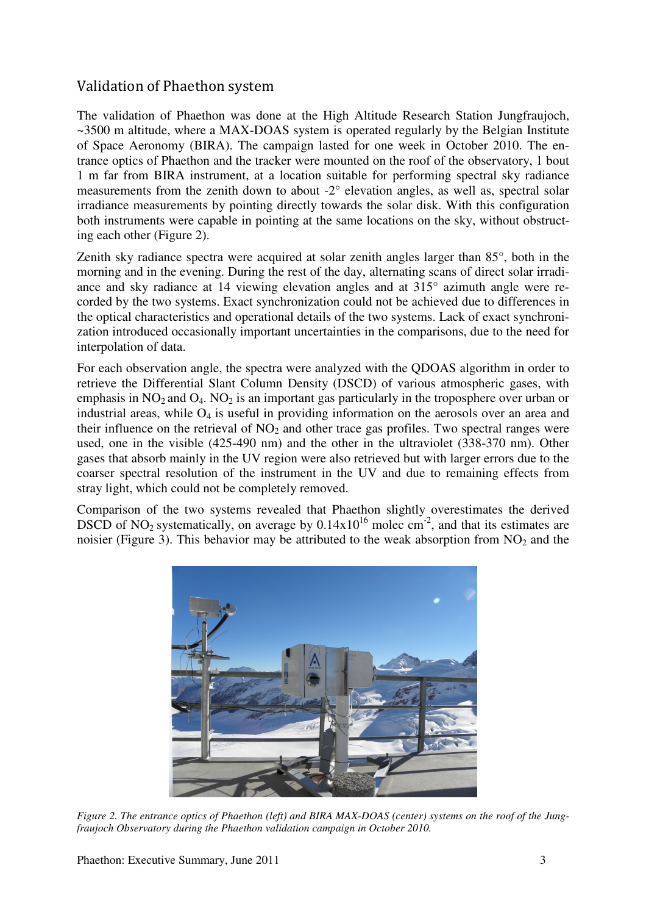## Validation of Phaethon system

The validation of Phaethon was done at the High Altitude Research Station Jungfraujoch, ~3500 m altitude, where a MAX-DOAS system is operated regularly by the Belgian Institute of Space Aeronomy (BIRA). The campaign lasted for one week in October 2010. The entrance optics of Phaethon and the tracker were mounted on the roof of the observatory, 1 bout 1 m far from BIRA instrument, at a location suitable for performing spectral sky radiance measurements from the zenith down to about -2° elevation angles, as well as, spectral solar irradiance measurements by pointing directly towards the solar disk. With this configuration both instruments were capable in pointing at the same locations on the sky, without obstructing each other (Figure 2).

Zenith sky radiance spectra were acquired at solar zenith angles larger than 85°, both in the morning and in the evening. During the rest of the day, alternating scans of direct solar irradiance and sky radiance at 14 viewing elevation angles and at 315° azimuth angle were recorded by the two systems. Exact synchronization could not be achieved due to differences in the optical characteristics and operational details of the two systems. Lack of exact synchronization introduced occasionally important uncertainties in the comparisons, due to the need for interpolation of data.

For each observation angle, the spectra were analyzed with the QDOAS algorithm in order to retrieve the Differential Slant Column Density (DSCD) of various atmospheric gases, with emphasis in $NO_2$ and $O_4$. $NO_2$ is an important gas particularly in the troposphere over urban or industrial areas, while $O_4$ is useful in providing information on the aerosols over an area and their influence on the retrieval of $NO_2$ and other trace gas profiles. Two spectral ranges were used, one in the visible (425-490 nm) and the other in the ultraviolet (338-370 nm). Other gases that absorb mainly in the UV region were also retrieved but with larger errors due to the coarser spectral resolution of the instrument in the UV and due to remaining effects from stray light, which could not be completely removed.

Comparison of the two systems revealed that Phaethon slightly overestimates the derived DSCD of $NO_2$ systematically, on average by $0.14\times10^{16}$ molec cm$^{-2}$, and that its estimates are noisier (Figure 3). This behavior may be attributed to the weak absorption from $NO_2$ and the

*Figure 2. The entrance optics of Phaethon (left) and BIRA MAX-DOAS (center) systems on the roof of the Jungfraujoch Observatory during the Phaethon validation campaign in October 2010.*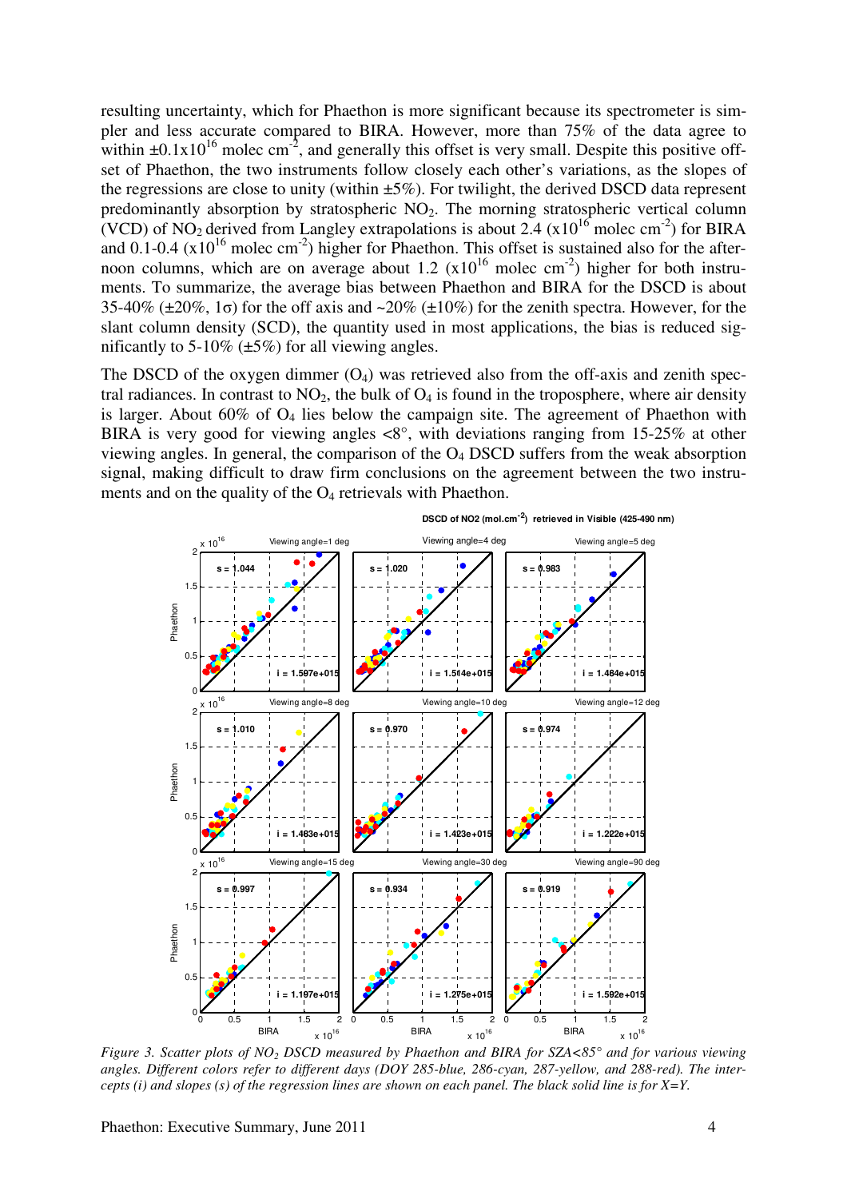resulting uncertainty, which for Phaethon is more significant because its spectrometer is simpler and less accurate compared to BIRA. However, more than 75% of the data agree to within $\pm 0.1 \times 10^{16}$ molec cm$^{-2}$, and generally this offset is very small. Despite this positive offset of Phaethon, the two instruments follow closely each other's variations, as the slopes of the regressions are close to unity (within ±5%). For twilight, the derived DSCD data represent predominantly absorption by stratospheric $NO_2$. The morning stratospheric vertical column (VCD) of $NO_2$ derived from Langley extrapolations is about 2.4 ($\times 10^{16}$ molec cm$^{-2}$) for BIRA and 0.1-0.4 ($\times 10^{16}$ molec cm$^{-2}$) higher for Phaethon. This offset is sustained also for the afternoon columns, which are on average about 1.2 ($\times 10^{16}$ molec cm$^{-2}$) higher for both instruments. To summarize, the average bias between Phaethon and BIRA for the DSCD is about 35-40% (±20%, 1σ) for the off axis and ~20% (±10%) for the zenith spectra. However, for the slant column density (SCD), the quantity used in most applications, the bias is reduced significantly to 5-10% (±5%) for all viewing angles.

The DSCD of the oxygen dimmer ($O_4$) was retrieved also from the off-axis and zenith spectral radiances. In contrast to $NO_2$, the bulk of $O_4$ is found in the troposphere, where air density is larger. About 60% of $O_4$ lies below the campaign site. The agreement of Phaethon with BIRA is very good for viewing angles <8°, with deviations ranging from 15-25% at other viewing angles. In general, the comparison of the $O_4$ DSCD suffers from the weak absorption signal, making difficult to draw firm conclusions on the agreement between the two instruments and on the quality of the $O_4$ retrievals with Phaethon.

*Figure 3. Scatter plots of $NO_2$ DSCD measured by Phaethon and BIRA for SZA<85° and for various viewing angles. Different colors refer to different days (DOY 285-blue, 286-cyan, 287-yellow, and 288-red). The intercepts (i) and slopes (s) of the regression lines are shown on each panel. The black solid line is for X=Y.*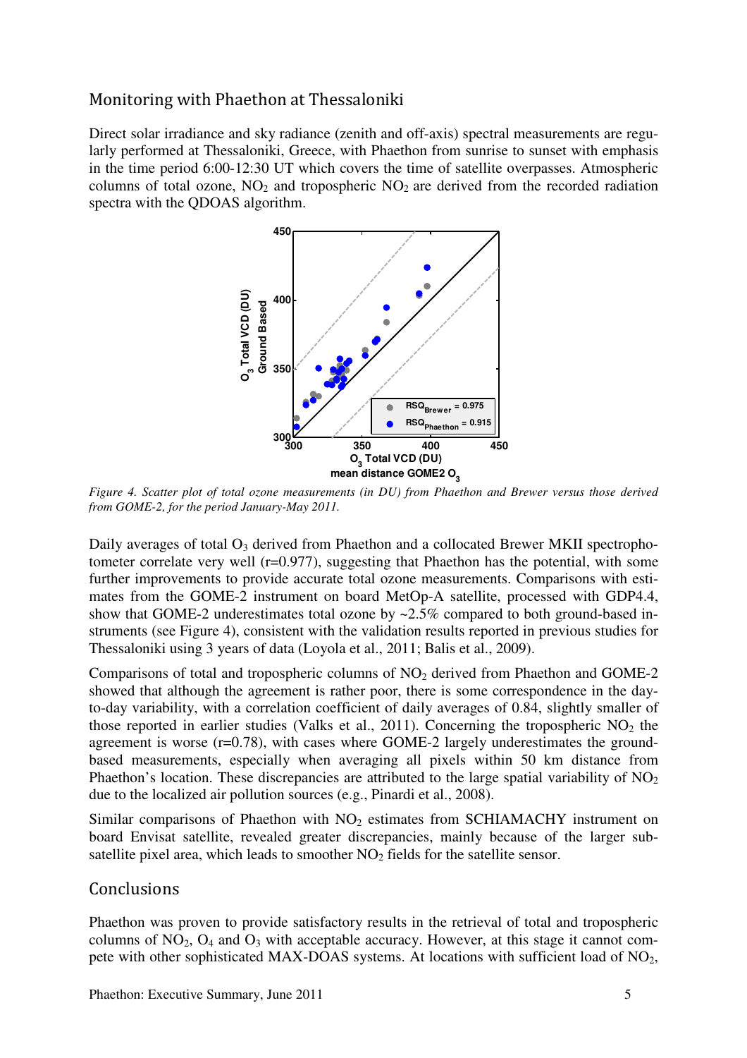## Monitoring with Phaethon at Thessaloniki

Direct solar irradiance and sky radiance (zenith and off-axis) spectral measurements are regularly performed at Thessaloniki, Greece, with Phaethon from sunrise to sunset with emphasis in the time period 6:00-12:30 UT which covers the time of satellite overpasses. Atmospheric columns of total ozone, $NO_2$ and tropospheric $NO_2$ are derived from the recorded radiation spectra with the QDOAS algorithm.

*Figure 4. Scatter plot of total ozone measurements (in DU) from Phaethon and Brewer versus those derived from GOME-2, for the period January-May 2011.*

Daily averages of total $O_3$ derived from Phaethon and a collocated Brewer MKII spectrophotometer correlate very well (r=0.977), suggesting that Phaethon has the potential, with some further improvements to provide accurate total ozone measurements. Comparisons with estimates from the GOME-2 instrument on board MetOp-A satellite, processed with GDP4.4, show that GOME-2 underestimates total ozone by ~2.5% compared to both ground-based instruments (see Figure 4), consistent with the validation results reported in previous studies for Thessaloniki using 3 years of data (Loyola et al., 2011; Balis et al., 2009).

Comparisons of total and tropospheric columns of $NO_2$ derived from Phaethon and GOME-2 showed that although the agreement is rather poor, there is some correspondence in the day-to-day variability, with a correlation coefficient of daily averages of 0.84, slightly smaller of those reported in earlier studies (Valks et al., 2011). Concerning the tropospheric $NO_2$ the agreement is worse (r=0.78), with cases where GOME-2 largely underestimates the ground-based measurements, especially when averaging all pixels within 50 km distance from Phaethon's location. These discrepancies are attributed to the large spatial variability of $NO_2$ due to the localized air pollution sources (e.g., Pinardi et al., 2008).

Similar comparisons of Phaethon with $NO_2$ estimates from SCHIAMACHY instrument on board Envisat satellite, revealed greater discrepancies, mainly because of the larger sub-satellite pixel area, which leads to smoother $NO_2$ fields for the satellite sensor.

## Conclusions

Phaethon was proven to provide satisfactory results in the retrieval of total and tropospheric columns of $NO_2$, $O_4$ and $O_3$ with acceptable accuracy. However, at this stage it cannot compete with other sophisticated MAX-DOAS systems. At locations with sufficient load of $NO_2$,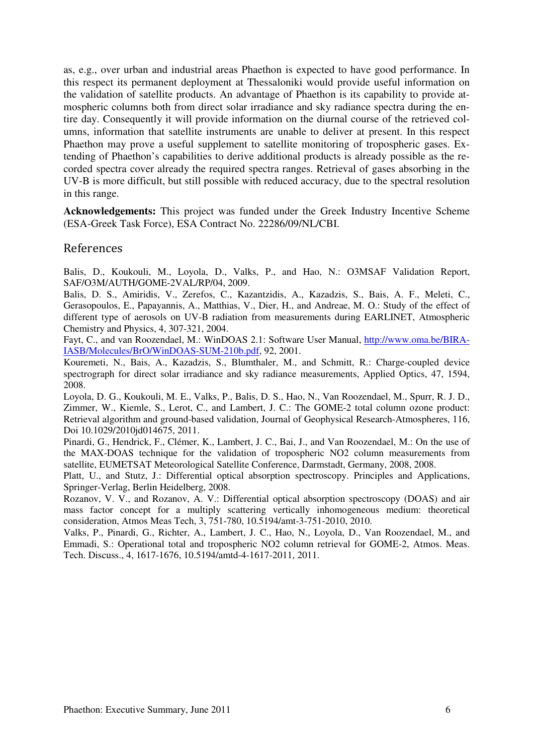as, e.g., over urban and industrial areas Phaethon is expected to have good performance. In this respect its permanent deployment at Thessaloniki would provide useful information on the validation of satellite products. An advantage of Phaethon is its capability to provide atmospheric columns both from direct solar irradiance and sky radiance spectra during the entire day. Consequently it will provide information on the diurnal course of the retrieved columns, information that satellite instruments are unable to deliver at present. In this respect Phaethon may prove a useful supplement to satellite monitoring of tropospheric gases. Extending of Phaethon's capabilities to derive additional products is already possible as the recorded spectra cover already the required spectra ranges. Retrieval of gases absorbing in the UV-B is more difficult, but still possible with reduced accuracy, due to the spectral resolution in this range.

**Acknowledgements:** This project was funded under the Greek Industry Incentive Scheme (ESA-Greek Task Force), ESA Contract No. 22286/09/NL/CBI.

## References

Balis, D., Koukouli, M., Loyola, D., Valks, P., and Hao, N.: O3MSAF Validation Report, SAF/O3M/AUTH/GOME-2VAL/RP/04, 2009.

Balis, D. S., Amiridis, V., Zerefos, C., Kazantzidis, A., Kazadzis, S., Bais, A. F., Meleti, C., Gerasopoulos, E., Papayannis, A., Matthias, V., Dier, H., and Andreae, M. O.: Study of the effect of different type of aerosols on UV-B radiation from measurements during EARLINET, Atmospheric Chemistry and Physics, 4, 307-321, 2004.

Fayt, C., and van Roozendael, M.: WinDOAS 2.1: Software User Manual, http://www.oma.be/BIRA-IASB/Molecules/BrO/WinDOAS-SUM-210b.pdf, 92, 2001.

Kouremeti, N., Bais, A., Kazadzis, S., Blumthaler, M., and Schmitt, R.: Charge-coupled device spectrograph for direct solar irradiance and sky radiance measurements, Applied Optics, 47, 1594, 2008.

Loyola, D. G., Koukouli, M. E., Valks, P., Balis, D. S., Hao, N., Van Roozendael, M., Spurr, R. J. D., Zimmer, W., Kiemle, S., Lerot, C., and Lambert, J. C.: The GOME-2 total column ozone product: Retrieval algorithm and ground-based validation, Journal of Geophysical Research-Atmospheres, 116, Doi 10.1029/2010jd014675, 2011.

Pinardi, G., Hendrick, F., Clémer, K., Lambert, J. C., Bai, J., and Van Roozendael, M.: On the use of the MAX-DOAS technique for the validation of tropospheric NO2 column measurements from satellite, EUMETSAT Meteorological Satellite Conference, Darmstadt, Germany, 2008, 2008.

Platt, U., and Stutz, J.: Differential optical absorption spectroscopy. Principles and Applications, Springer-Verlag, Berlin Heidelberg, 2008.

Rozanov, V. V., and Rozanov, A. V.: Differential optical absorption spectroscopy (DOAS) and air mass factor concept for a multiply scattering vertically inhomogeneous medium: theoretical consideration, Atmos Meas Tech, 3, 751-780, 10.5194/amt-3-751-2010, 2010.

Valks, P., Pinardi, G., Richter, A., Lambert, J. C., Hao, N., Loyola, D., Van Roozendael, M., and Emmadi, S.: Operational total and tropospheric NO2 column retrieval for GOME-2, Atmos. Meas. Tech. Discuss., 4, 1617-1676, 10.5194/amtd-4-1617-2011, 2011.